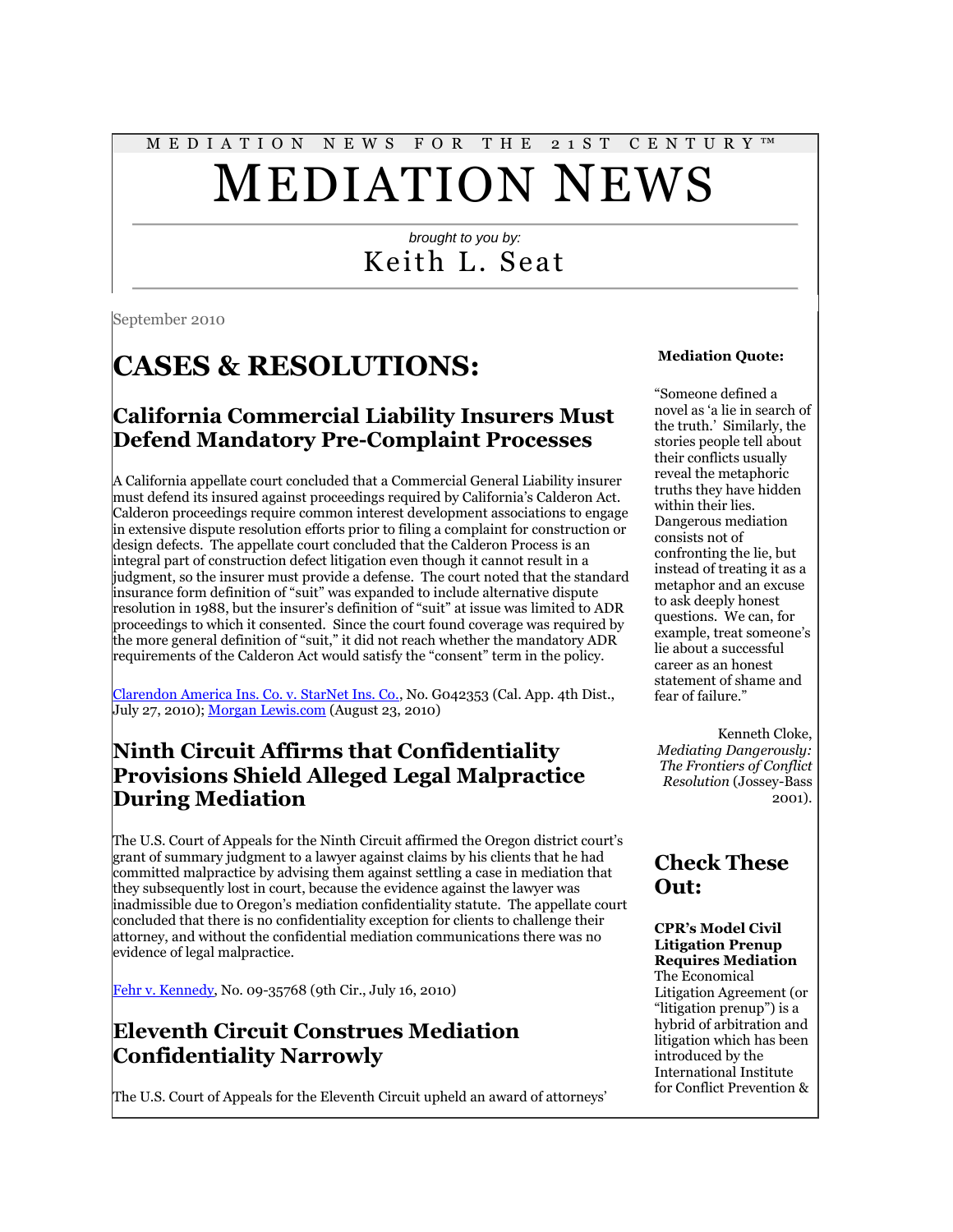MEDIATION NEWS FOR THE 21ST CENTURY™

# MEDIATION NEWS

*brought to you by:*

Keith L. Seat

September 2010

# CASES & RESOLUTIONS:

## California Commercial Liability Insurers Must Defend Mandatory Pre-Complaint Processes

A California appellate court concluded that a Commercial General Liability insurer must defend its insured against proceedings required by California's Calderon Act. Calderon proceedings require common interest development associations to engage in extensive dispute resolution efforts prior to filing a complaint for construction or design defects. The appellate court concluded that the Calderon Process is an integral part of construction defect litigation even though it cannot result in a judgment, so the insurer must provide a defense. The court noted that the standard insurance form definition of "suit" was expanded to include alternative dispute resolution in 1988, but the insurer's definition of "suit" at issue was limited to ADR proceedings to which it consented. Since the court found coverage was required by the more general definition of "suit," it did not reach whether the mandatory ADR requirements of the Calderon Act would satisfy the "consent" term in the policy.

Clarendon America Ins. Co. v. StarNet Ins. Co., No. G042353 (Cal. App. 4th Dist., July 27, 2010); Morgan Lewis.com (August 23, 2010)

## Ninth Circuit Affirms that Confidentiality Provisions Shield Alleged Legal Malpractice During Mediation

The U.S. Court of Appeals for the Ninth Circuit affirmed the Oregon district court's grant of summary judgment to a lawyer against claims by his clients that he had committed malpractice by advising them against settling a case in mediation that they subsequently lost in court, because the evidence against the lawyer was inadmissible due to Oregon's mediation confidentiality statute. The appellate court concluded that there is no confidentiality exception for clients to challenge their attorney, and without the confidential mediation communications there was no evidence of legal malpractice.

Fehr v. Kennedy, No. 09-35768 (9th Cir., July 16, 2010)

## Eleventh Circuit Construes Mediation Confidentiality Narrowly

The U.S. Court of Appeals for the Eleventh Circuit upheld an award of attorneys'

**Mediation Quote:**

"Someone defined a novel as 'a lie in search of the truth.' Similarly, the stories people tell about their conflicts usually reveal the metaphoric truths they have hidden within their lies. Dangerous mediation consists not of confronting the lie, but instead of treating it as a metaphor and an excuse to ask deeply honest questions. We can, for example, treat someone's lie about a successful career as an honest statement of shame and fear of failure."

Kenneth Cloke, *Mediating Dangerously: The Frontiers of Conflict Resolution* (Jossey-Bass 2001).

## Check These Out:

**CPR's Model Civil Litigation Prenup Requires Mediation**
The Economical Litigation Agreement (or "litigation prenup") is a hybrid of arbitration and litigation which has been introduced by the International Institute for Conflict Prevention &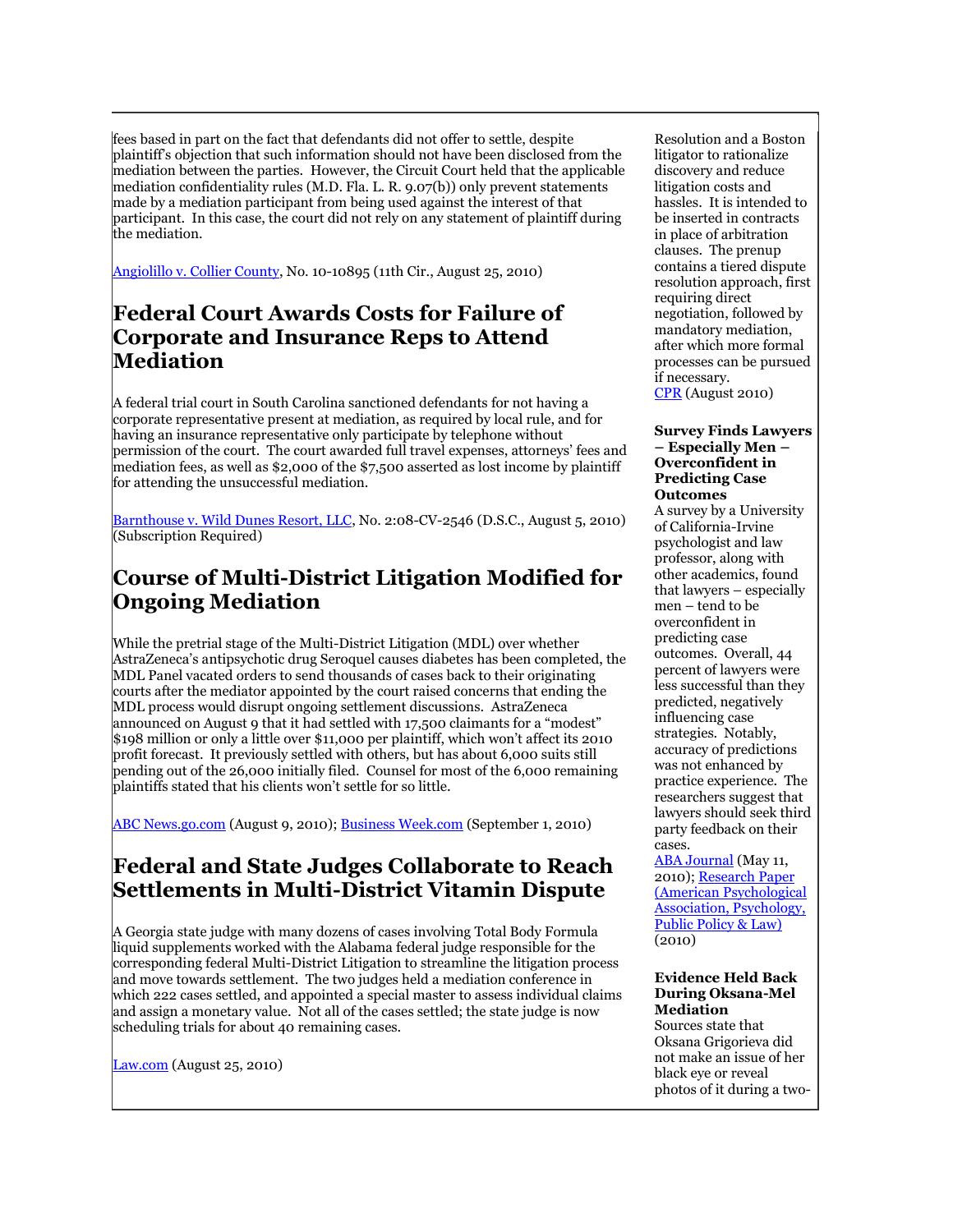fees based in part on the fact that defendants did not offer to settle, despite plaintiff's objection that such information should not have been disclosed from the mediation between the parties. However, the Circuit Court held that the applicable mediation confidentiality rules (M.D. Fla. L. R. 9.07(b)) only prevent statements made by a mediation participant from being used against the interest of that participant. In this case, the court did not rely on any statement of plaintiff during the mediation.

Angiolillo v. Collier County, No. 10-10895 (11th Cir., August 25, 2010)

## Federal Court Awards Costs for Failure of Corporate and Insurance Reps to Attend Mediation

A federal trial court in South Carolina sanctioned defendants for not having a corporate representative present at mediation, as required by local rule, and for having an insurance representative only participate by telephone without permission of the court. The court awarded full travel expenses, attorneys' fees and mediation fees, as well as $2,000 of the $7,500 asserted as lost income by plaintiff for attending the unsuccessful mediation.

Barnthouse v. Wild Dunes Resort, LLC, No. 2:08-CV-2546 (D.S.C., August 5, 2010) (Subscription Required)

## Course of Multi-District Litigation Modified for Ongoing Mediation

While the pretrial stage of the Multi-District Litigation (MDL) over whether AstraZeneca's antipsychotic drug Seroquel causes diabetes has been completed, the MDL Panel vacated orders to send thousands of cases back to their originating courts after the mediator appointed by the court raised concerns that ending the MDL process would disrupt ongoing settlement discussions. AstraZeneca announced on August 9 that it had settled with 17,500 claimants for a "modest" $198 million or only a little over $11,000 per plaintiff, which won't affect its 2010 profit forecast. It previously settled with others, but has about 6,000 suits still pending out of the 26,000 initially filed. Counsel for most of the 6,000 remaining plaintiffs stated that his clients won't settle for so little.

ABC News.go.com (August 9, 2010); Business Week.com (September 1, 2010)

## Federal and State Judges Collaborate to Reach Settlements in Multi-District Vitamin Dispute

A Georgia state judge with many dozens of cases involving Total Body Formula liquid supplements worked with the Alabama federal judge responsible for the corresponding federal Multi-District Litigation to streamline the litigation process and move towards settlement. The two judges held a mediation conference in which 222 cases settled, and appointed a special master to assess individual claims and assign a monetary value. Not all of the cases settled; the state judge is now scheduling trials for about 40 remaining cases.

Law.com (August 25, 2010)

Resolution and a Boston litigator to rationalize discovery and reduce litigation costs and hassles. It is intended to be inserted in contracts in place of arbitration clauses. The prenup contains a tiered dispute resolution approach, first requiring direct negotiation, followed by mandatory mediation, after which more formal processes can be pursued if necessary.
CPR (August 2010)

**Survey Finds Lawyers – Especially Men – Overconfident in Predicting Case Outcomes**
A survey by a University of California-Irvine psychologist and law professor, along with other academics, found that lawyers – especially men – tend to be overconfident in predicting case outcomes. Overall, 44 percent of lawyers were less successful than they predicted, negatively influencing case strategies. Notably, accuracy of predictions was not enhanced by practice experience. The researchers suggest that lawyers should seek third party feedback on their cases.
ABA Journal (May 11, 2010); Research Paper (American Psychological Association, Psychology, Public Policy & Law) (2010)

**Evidence Held Back During Oksana-Mel Mediation**
Sources state that Oksana Grigorieva did not make an issue of her black eye or reveal photos of it during a two-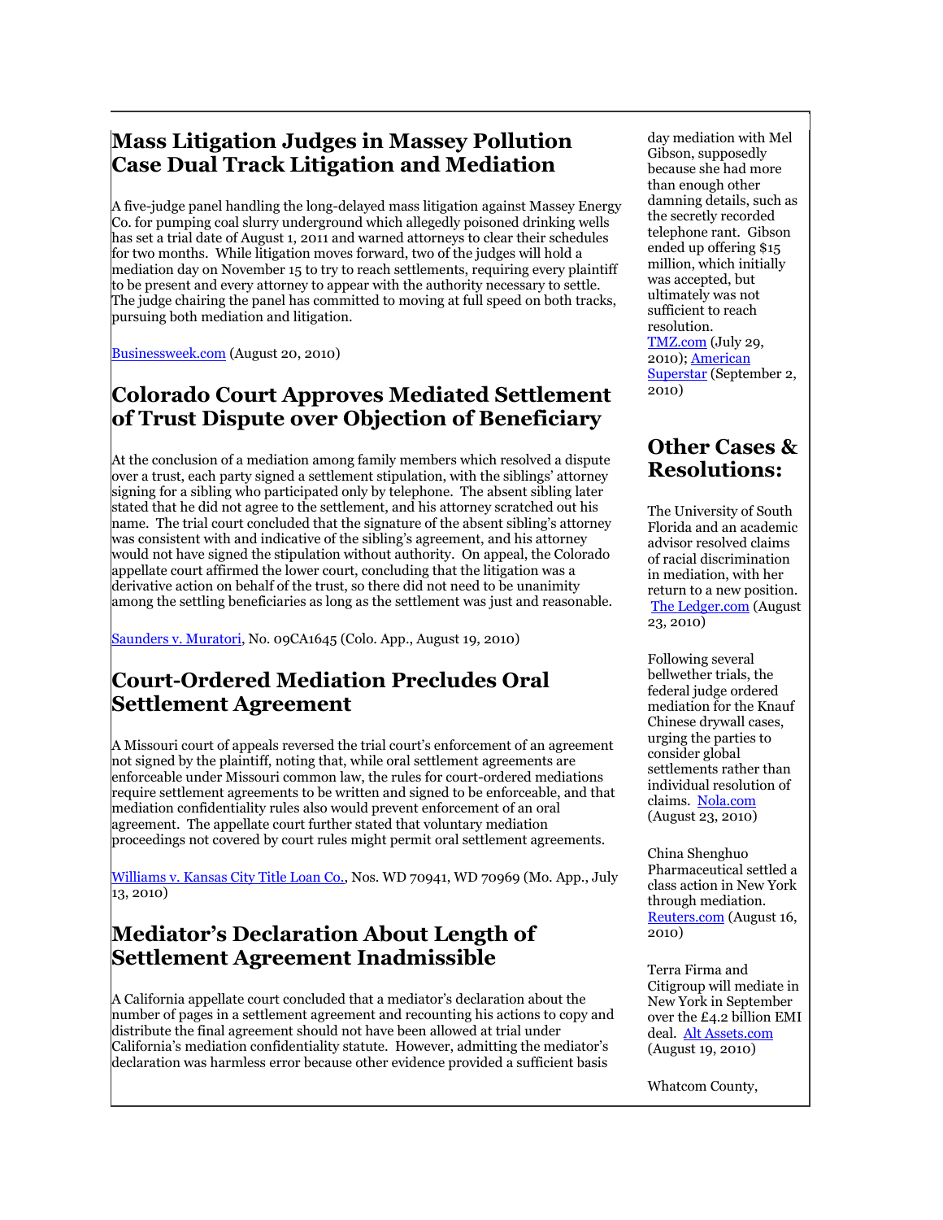## Mass Litigation Judges in Massey Pollution Case Dual Track Litigation and Mediation

A five-judge panel handling the long-delayed mass litigation against Massey Energy Co. for pumping coal slurry underground which allegedly poisoned drinking wells has set a trial date of August 1, 2011 and warned attorneys to clear their schedules for two months. While litigation moves forward, two of the judges will hold a mediation day on November 15 to try to reach settlements, requiring every plaintiff to be present and every attorney to appear with the authority necessary to settle. The judge chairing the panel has committed to moving at full speed on both tracks, pursuing both mediation and litigation.

[Businessweek.com](Businessweek.com) (August 20, 2010)

## Colorado Court Approves Mediated Settlement of Trust Dispute over Objection of Beneficiary

At the conclusion of a mediation among family members which resolved a dispute over a trust, each party signed a settlement stipulation, with the siblings' attorney signing for a sibling who participated only by telephone. The absent sibling later stated that he did not agree to the settlement, and his attorney scratched out his name. The trial court concluded that the signature of the absent sibling's attorney was consistent with and indicative of the sibling's agreement, and his attorney would not have signed the stipulation without authority. On appeal, the Colorado appellate court affirmed the lower court, concluding that the litigation was a derivative action on behalf of the trust, so there did not need to be unanimity among the settling beneficiaries as long as the settlement was just and reasonable.

Saunders v. Muratori, No. 09CA1645 (Colo. App., August 19, 2010)

## Court-Ordered Mediation Precludes Oral Settlement Agreement

A Missouri court of appeals reversed the trial court's enforcement of an agreement not signed by the plaintiff, noting that, while oral settlement agreements are enforceable under Missouri common law, the rules for court-ordered mediations require settlement agreements to be written and signed to be enforceable, and that mediation confidentiality rules also would prevent enforcement of an oral agreement. The appellate court further stated that voluntary mediation proceedings not covered by court rules might permit oral settlement agreements.

Williams v. Kansas City Title Loan Co., Nos. WD 70941, WD 70969 (Mo. App., July 13, 2010)

## Mediator's Declaration About Length of Settlement Agreement Inadmissible

A California appellate court concluded that a mediator's declaration about the number of pages in a settlement agreement and recounting his actions to copy and distribute the final agreement should not have been allowed at trial under California's mediation confidentiality statute. However, admitting the mediator's declaration was harmless error because other evidence provided a sufficient basis

day mediation with Mel Gibson, supposedly because she had more than enough other damning details, such as the secretly recorded telephone rant. Gibson ended up offering $15 million, which initially was accepted, but ultimately was not sufficient to reach resolution. TMZ.com (July 29, 2010); American Superstar (September 2, 2010)

## Other Cases & Resolutions:

The University of South Florida and an academic advisor resolved claims of racial discrimination in mediation, with her return to a new position. The Ledger.com (August 23, 2010)

Following several bellwether trials, the federal judge ordered mediation for the Knauf Chinese drywall cases, urging the parties to consider global settlements rather than individual resolution of claims. Nola.com (August 23, 2010)

China Shenghuo Pharmaceutical settled a class action in New York through mediation. Reuters.com (August 16, 2010)

Terra Firma and Citigroup will mediate in New York in September over the £4.2 billion EMI deal. Alt Assets.com (August 19, 2010)

Whatcom County,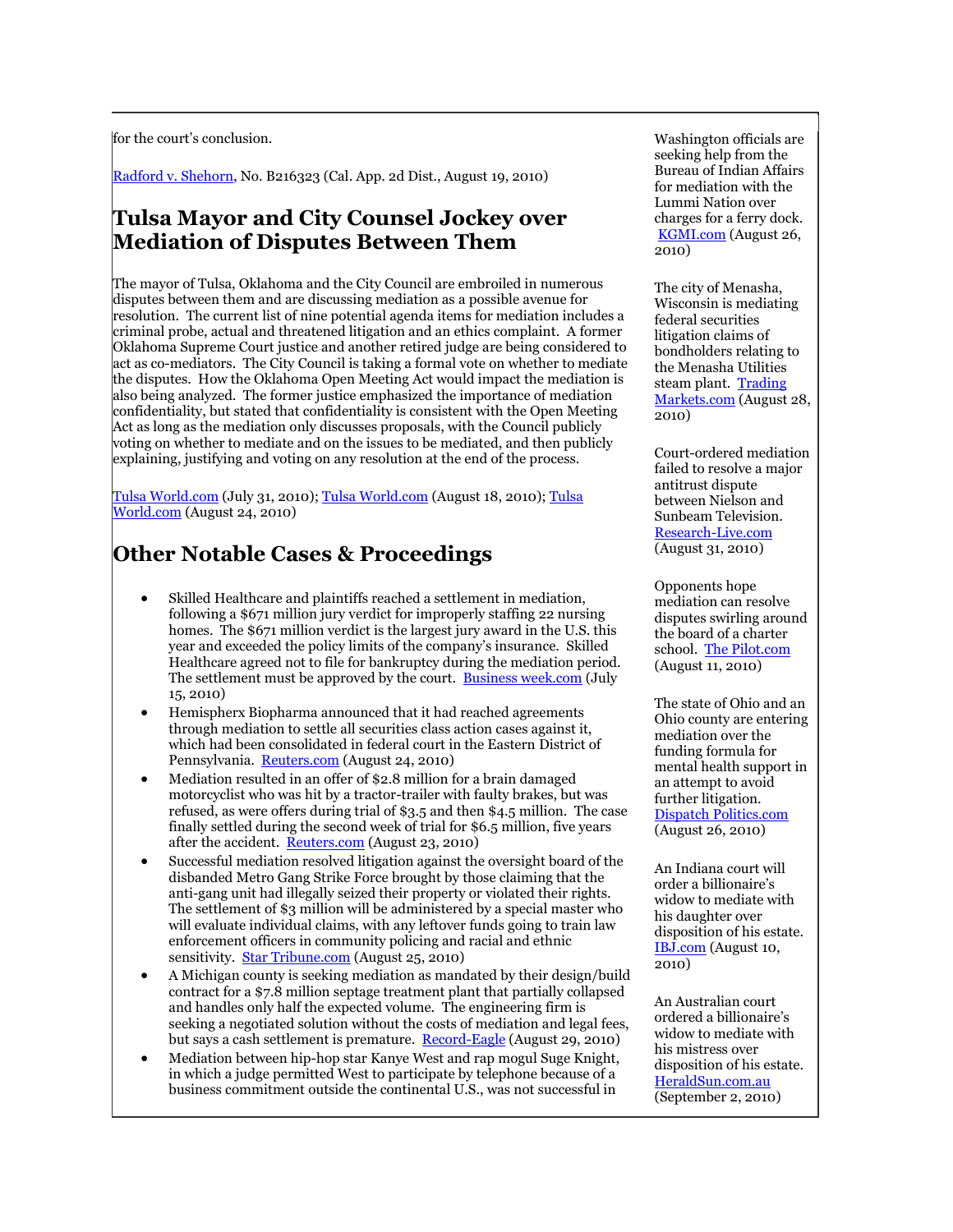for the court's conclusion.

[Radford v. Shehorn](), No. B216323 (Cal. App. 2d Dist., August 19, 2010)

## Tulsa Mayor and City Counsel Jockey over Mediation of Disputes Between Them

The mayor of Tulsa, Oklahoma and the City Council are embroiled in numerous disputes between them and are discussing mediation as a possible avenue for resolution. The current list of nine potential agenda items for mediation includes a criminal probe, actual and threatened litigation and an ethics complaint. A former Oklahoma Supreme Court justice and another retired judge are being considered to act as co-mediators. The City Council is taking a formal vote on whether to mediate the disputes. How the Oklahoma Open Meeting Act would impact the mediation is also being analyzed. The former justice emphasized the importance of mediation confidentiality, but stated that confidentiality is consistent with the Open Meeting Act as long as the mediation only discusses proposals, with the Council publicly voting on whether to mediate and on the issues to be mediated, and then publicly explaining, justifying and voting on any resolution at the end of the process.

Tulsa World.com (July 31, 2010); Tulsa World.com (August 18, 2010); Tulsa World.com (August 24, 2010)

## Other Notable Cases & Proceedings

- Skilled Healthcare and plaintiffs reached a settlement in mediation, following a $671 million jury verdict for improperly staffing 22 nursing homes. The $671 million verdict is the largest jury award in the U.S. this year and exceeded the policy limits of the company's insurance. Skilled Healthcare agreed not to file for bankruptcy during the mediation period. The settlement must be approved by the court. Business week.com (July 15, 2010)
- Hemispherx Biopharma announced that it had reached agreements through mediation to settle all securities class action cases against it, which had been consolidated in federal court in the Eastern District of Pennsylvania. Reuters.com (August 24, 2010)
- Mediation resulted in an offer of $2.8 million for a brain damaged motorcyclist who was hit by a tractor-trailer with faulty brakes, but was refused, as were offers during trial of $3.5 and then $4.5 million. The case finally settled during the second week of trial for $6.5 million, five years after the accident. Reuters.com (August 23, 2010)
- Successful mediation resolved litigation against the oversight board of the disbanded Metro Gang Strike Force brought by those claiming that the anti-gang unit had illegally seized their property or violated their rights. The settlement of $3 million will be administered by a special master who will evaluate individual claims, with any leftover funds going to train law enforcement officers in community policing and racial and ethnic sensitivity. Star Tribune.com (August 25, 2010)
- A Michigan county is seeking mediation as mandated by their design/build contract for a $7.8 million septage treatment plant that partially collapsed and handles only half the expected volume. The engineering firm is seeking a negotiated solution without the costs of mediation and legal fees, but says a cash settlement is premature. Record-Eagle (August 29, 2010)
- Mediation between hip-hop star Kanye West and rap mogul Suge Knight, in which a judge permitted West to participate by telephone because of a business commitment outside the continental U.S., was not successful in

Washington officials are seeking help from the Bureau of Indian Affairs for mediation with the Lummi Nation over charges for a ferry dock. KGMI.com (August 26, 2010)

The city of Menasha, Wisconsin is mediating federal securities litigation claims of bondholders relating to the Menasha Utilities steam plant. Trading Markets.com (August 28, 2010)

Court-ordered mediation failed to resolve a major antitrust dispute between Nielson and Sunbeam Television. Research-Live.com (August 31, 2010)

Opponents hope mediation can resolve disputes swirling around the board of a charter school. The Pilot.com (August 11, 2010)

The state of Ohio and an Ohio county are entering mediation over the funding formula for mental health support in an attempt to avoid further litigation. Dispatch Politics.com (August 26, 2010)

An Indiana court will order a billionaire's widow to mediate with his daughter over disposition of his estate. IBJ.com (August 10, 2010)

An Australian court ordered a billionaire's widow to mediate with his mistress over disposition of his estate. HeraldSun.com.au (September 2, 2010)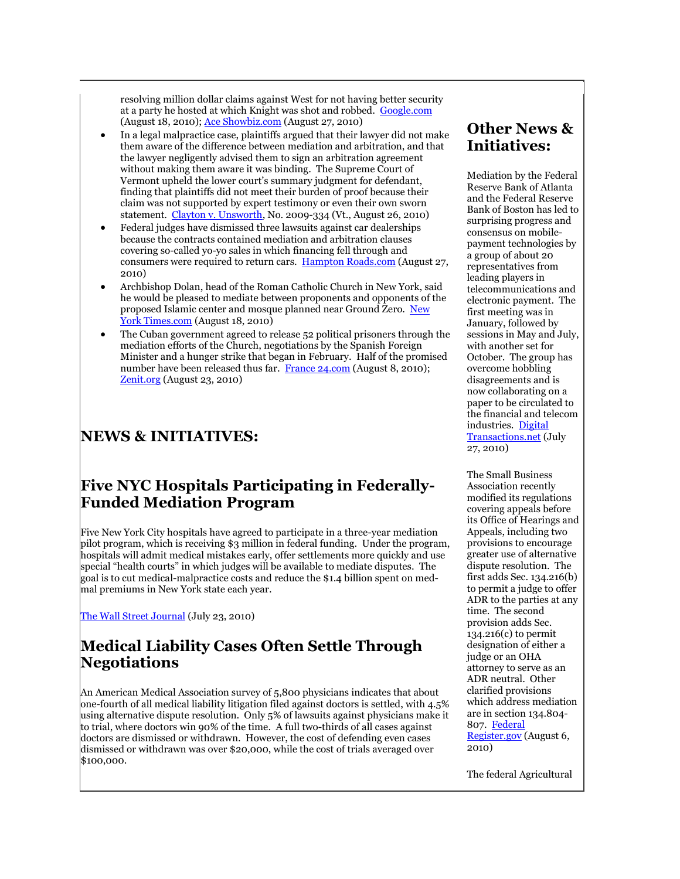resolving million dollar claims against West for not having better security at a party he hosted at which Knight was shot and robbed. [Google.com](Google.com) (August 18, 2010); [Ace Showbiz.com](Ace Showbiz.com) (August 27, 2010)

- In a legal malpractice case, plaintiffs argued that their lawyer did not make them aware of the difference between mediation and arbitration, and that the lawyer negligently advised them to sign an arbitration agreement without making them aware it was binding. The Supreme Court of Vermont upheld the lower court's summary judgment for defendant, finding that plaintiffs did not meet their burden of proof because their claim was not supported by expert testimony or even their own sworn statement. Clayton v. Unsworth, No. 2009-334 (Vt., August 26, 2010)
- Federal judges have dismissed three lawsuits against car dealerships because the contracts contained mediation and arbitration clauses covering so-called yo-yo sales in which financing fell through and consumers were required to return cars. Hampton Roads.com (August 27, 2010)
- Archbishop Dolan, head of the Roman Catholic Church in New York, said he would be pleased to mediate between proponents and opponents of the proposed Islamic center and mosque planned near Ground Zero. New York Times.com (August 18, 2010)
- The Cuban government agreed to release 52 political prisoners through the mediation efforts of the Church, negotiations by the Spanish Foreign Minister and a hunger strike that began in February. Half of the promised number have been released thus far. France 24.com (August 8, 2010); Zenit.org (August 23, 2010)

# NEWS & INITIATIVES:

## Five NYC Hospitals Participating in Federally-Funded Mediation Program

Five New York City hospitals have agreed to participate in a three-year mediation pilot program, which is receiving $3 million in federal funding. Under the program, hospitals will admit medical mistakes early, offer settlements more quickly and use special "health courts" in which judges will be available to mediate disputes. The goal is to cut medical-malpractice costs and reduce the $1.4 billion spent on med-mal premiums in New York state each year.

The Wall Street Journal (July 23, 2010)

## Medical Liability Cases Often Settle Through Negotiations

An American Medical Association survey of 5,800 physicians indicates that about one-fourth of all medical liability litigation filed against doctors is settled, with 4.5% using alternative dispute resolution. Only 5% of lawsuits against physicians make it to trial, where doctors win 90% of the time. A full two-thirds of all cases against doctors are dismissed or withdrawn. However, the cost of defending even cases dismissed or withdrawn was over $20,000, while the cost of trials averaged over $100,000.

# Other News & Initiatives:

Mediation by the Federal Reserve Bank of Atlanta and the Federal Reserve Bank of Boston has led to surprising progress and consensus on mobile-payment technologies by a group of about 20 representatives from leading players in telecommunications and electronic payment. The first meeting was in January, followed by sessions in May and July, with another set for October. The group has overcome hobbling disagreements and is now collaborating on a paper to be circulated to the financial and telecom industries. Digital Transactions.net (July 27, 2010)

The Small Business Association recently modified its regulations covering appeals before its Office of Hearings and Appeals, including two provisions to encourage greater use of alternative dispute resolution. The first adds Sec. 134.216(b) to permit a judge to offer ADR to the parties at any time. The second provision adds Sec. 134.216(c) to permit designation of either a judge or an OHA attorney to serve as an ADR neutral. Other clarified provisions which address mediation are in section 134.804-807. Federal Register.gov (August 6, 2010)

The federal Agricultural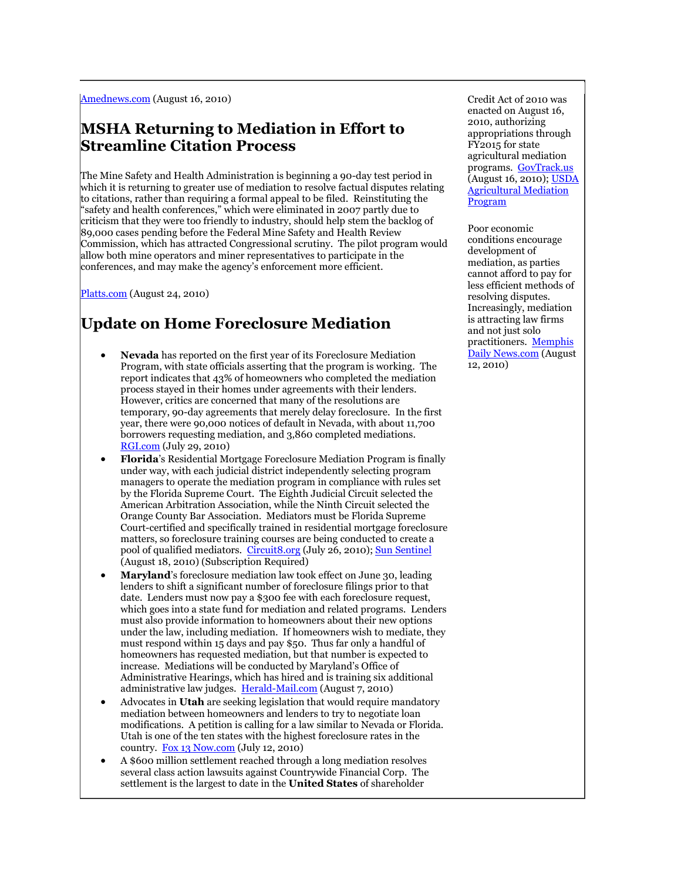[Amednews.com](#) (August 16, 2010)

## MSHA Returning to Mediation in Effort to Streamline Citation Process

The Mine Safety and Health Administration is beginning a 90-day test period in which it is returning to greater use of mediation to resolve factual disputes relating to citations, rather than requiring a formal appeal to be filed. Reinstituting the "safety and health conferences," which were eliminated in 2007 partly due to criticism that they were too friendly to industry, should help stem the backlog of 89,000 cases pending before the Federal Mine Safety and Health Review Commission, which has attracted Congressional scrutiny. The pilot program would allow both mine operators and miner representatives to participate in the conferences, and may make the agency's enforcement more efficient.

Platts.com (August 24, 2010)

## Update on Home Foreclosure Mediation

- **Nevada** has reported on the first year of its Foreclosure Mediation Program, with state officials asserting that the program is working. The report indicates that 43% of homeowners who completed the mediation process stayed in their homes under agreements with their lenders. However, critics are concerned that many of the resolutions are temporary, 90-day agreements that merely delay foreclosure. In the first year, there were 90,000 notices of default in Nevada, with about 11,700 borrowers requesting mediation, and 3,860 completed mediations. RGJ.com (July 29, 2010)
- **Florida**'s Residential Mortgage Foreclosure Mediation Program is finally under way, with each judicial district independently selecting program managers to operate the mediation program in compliance with rules set by the Florida Supreme Court. The Eighth Judicial Circuit selected the American Arbitration Association, while the Ninth Circuit selected the Orange County Bar Association. Mediators must be Florida Supreme Court-certified and specifically trained in residential mortgage foreclosure matters, so foreclosure training courses are being conducted to create a pool of qualified mediators. Circuit8.org (July 26, 2010); Sun Sentinel (August 18, 2010) (Subscription Required)
- **Maryland**'s foreclosure mediation law took effect on June 30, leading lenders to shift a significant number of foreclosure filings prior to that date. Lenders must now pay a $300 fee with each foreclosure request, which goes into a state fund for mediation and related programs. Lenders must also provide information to homeowners about their new options under the law, including mediation. If homeowners wish to mediate, they must respond within 15 days and pay $50. Thus far only a handful of homeowners has requested mediation, but that number is expected to increase. Mediations will be conducted by Maryland's Office of Administrative Hearings, which has hired and is training six additional administrative law judges. Herald-Mail.com (August 7, 2010)
- Advocates in **Utah** are seeking legislation that would require mandatory mediation between homeowners and lenders to try to negotiate loan modifications. A petition is calling for a law similar to Nevada or Florida. Utah is one of the ten states with the highest foreclosure rates in the country. Fox 13 Now.com (July 12, 2010)
- A $600 million settlement reached through a long mediation resolves several class action lawsuits against Countrywide Financial Corp. The settlement is the largest to date in the **United States** of shareholder

Credit Act of 2010 was enacted on August 16, 2010, authorizing appropriations through FY2015 for state agricultural mediation programs. GovTrack.us (August 16, 2010); USDA Agricultural Mediation Program

Poor economic conditions encourage development of mediation, as parties cannot afford to pay for less efficient methods of resolving disputes. Increasingly, mediation is attracting law firms and not just solo practitioners. Memphis Daily News.com (August 12, 2010)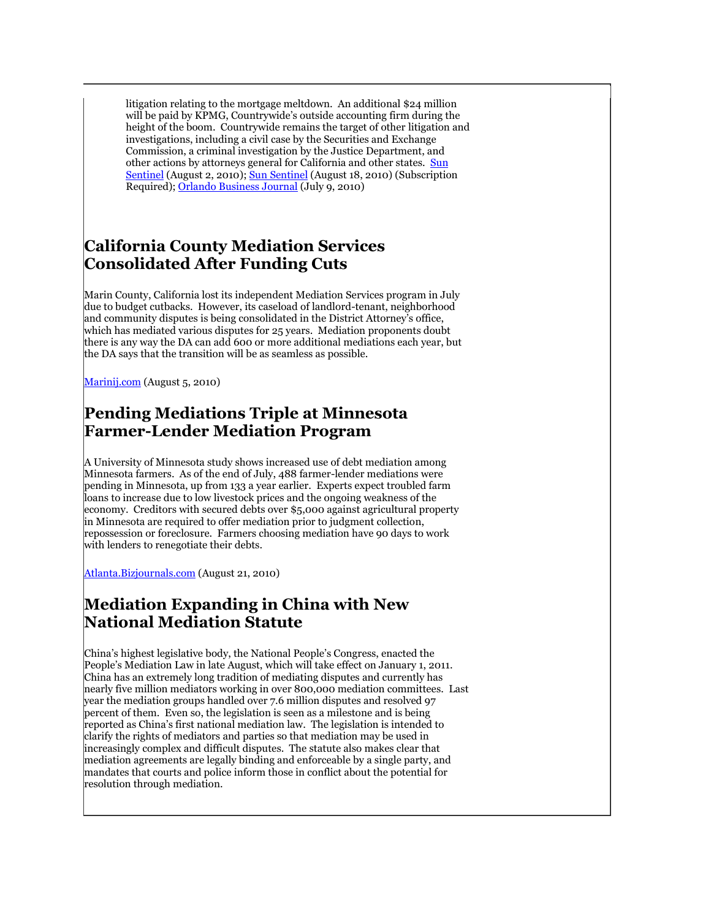litigation relating to the mortgage meltdown. An additional $24 million will be paid by KPMG, Countrywide's outside accounting firm during the height of the boom. Countrywide remains the target of other litigation and investigations, including a civil case by the Securities and Exchange Commission, a criminal investigation by the Justice Department, and other actions by attorneys general for California and other states. Sun Sentinel (August 2, 2010); Sun Sentinel (August 18, 2010) (Subscription Required); Orlando Business Journal (July 9, 2010)

## California County Mediation Services Consolidated After Funding Cuts

Marin County, California lost its independent Mediation Services program in July due to budget cutbacks. However, its caseload of landlord-tenant, neighborhood and community disputes is being consolidated in the District Attorney's office, which has mediated various disputes for 25 years. Mediation proponents doubt there is any way the DA can add 600 or more additional mediations each year, but the DA says that the transition will be as seamless as possible.

Marinij.com (August 5, 2010)

## Pending Mediations Triple at Minnesota Farmer-Lender Mediation Program

A University of Minnesota study shows increased use of debt mediation among Minnesota farmers. As of the end of July, 488 farmer-lender mediations were pending in Minnesota, up from 133 a year earlier. Experts expect troubled farm loans to increase due to low livestock prices and the ongoing weakness of the economy. Creditors with secured debts over $5,000 against agricultural property in Minnesota are required to offer mediation prior to judgment collection, repossession or foreclosure. Farmers choosing mediation have 90 days to work with lenders to renegotiate their debts.

Atlanta.Bizjournals.com (August 21, 2010)

## Mediation Expanding in China with New National Mediation Statute

China's highest legislative body, the National People's Congress, enacted the People's Mediation Law in late August, which will take effect on January 1, 2011. China has an extremely long tradition of mediating disputes and currently has nearly five million mediators working in over 800,000 mediation committees. Last year the mediation groups handled over 7.6 million disputes and resolved 97 percent of them. Even so, the legislation is seen as a milestone and is being reported as China's first national mediation law. The legislation is intended to clarify the rights of mediators and parties so that mediation may be used in increasingly complex and difficult disputes. The statute also makes clear that mediation agreements are legally binding and enforceable by a single party, and mandates that courts and police inform those in conflict about the potential for resolution through mediation.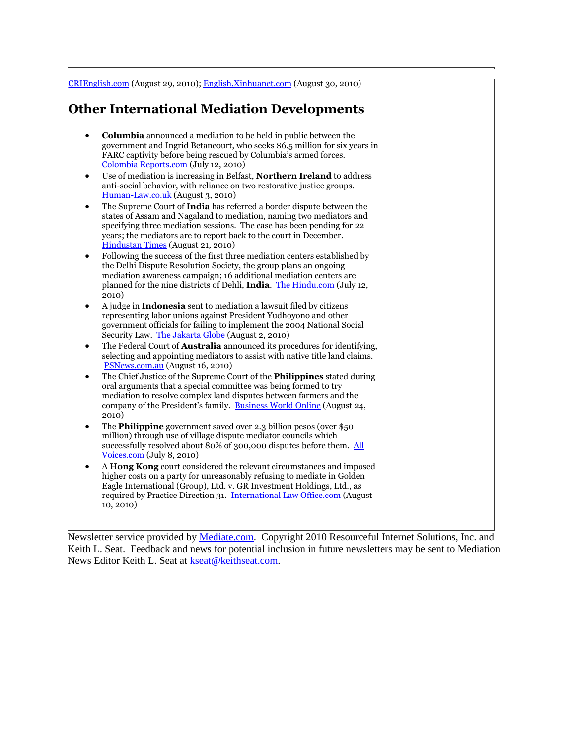CRIEnglish.com (August 29, 2010); English.Xinhuanet.com (August 30, 2010)

## Other International Mediation Developments

- **Columbia** announced a mediation to be held in public between the government and Ingrid Betancourt, who seeks $6.5 million for six years in FARC captivity before being rescued by Columbia's armed forces. Colombia Reports.com (July 12, 2010)
- Use of mediation is increasing in Belfast, **Northern Ireland** to address anti-social behavior, with reliance on two restorative justice groups. Human-Law.co.uk (August 3, 2010)
- The Supreme Court of **India** has referred a border dispute between the states of Assam and Nagaland to mediation, naming two mediators and specifying three mediation sessions. The case has been pending for 22 years; the mediators are to report back to the court in December. Hindustan Times (August 21, 2010)
- Following the success of the first three mediation centers established by the Delhi Dispute Resolution Society, the group plans an ongoing mediation awareness campaign; 16 additional mediation centers are planned for the nine districts of Dehli, **India**. The Hindu.com (July 12, 2010)
- A judge in **Indonesia** sent to mediation a lawsuit filed by citizens representing labor unions against President Yudhoyono and other government officials for failing to implement the 2004 National Social Security Law. The Jakarta Globe (August 2, 2010)
- The Federal Court of **Australia** announced its procedures for identifying, selecting and appointing mediators to assist with native title land claims. PSNews.com.au (August 16, 2010)
- The Chief Justice of the Supreme Court of the **Philippines** stated during oral arguments that a special committee was being formed to try mediation to resolve complex land disputes between farmers and the company of the President's family. Business World Online (August 24, 2010)
- The **Philippine** government saved over 2.3 billion pesos (over $50 million) through use of village dispute mediator councils which successfully resolved about 80% of 300,000 disputes before them. All Voices.com (July 8, 2010)
- A **Hong Kong** court considered the relevant circumstances and imposed higher costs on a party for unreasonably refusing to mediate in Golden Eagle International (Group), Ltd. v. GR Investment Holdings, Ltd., as required by Practice Direction 31. International Law Office.com (August 10, 2010)

Newsletter service provided by Mediate.com. Copyright 2010 Resourceful Internet Solutions, Inc. and Keith L. Seat. Feedback and news for potential inclusion in future newsletters may be sent to Mediation News Editor Keith L. Seat at kseat@keithseat.com.